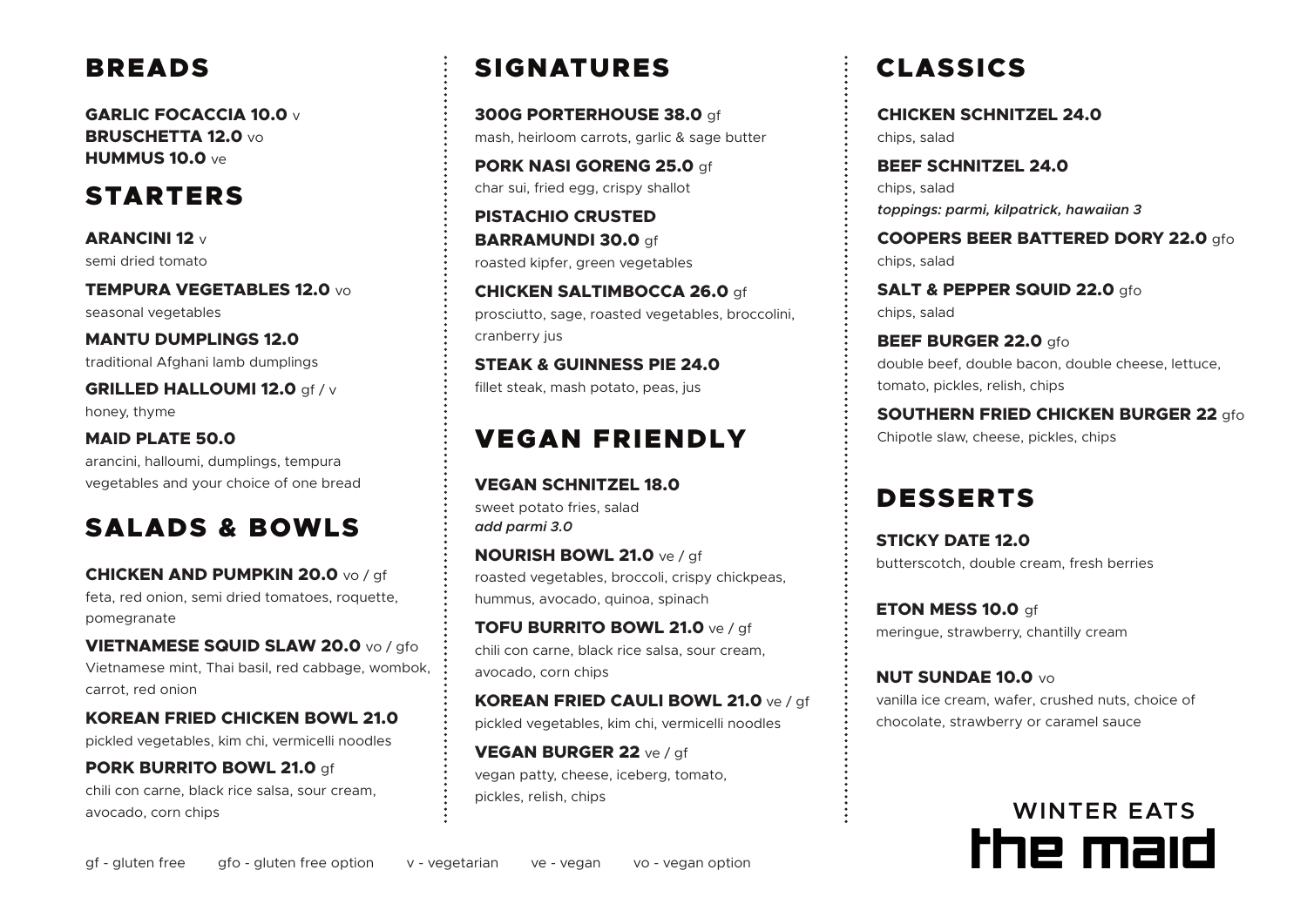## BREADS

**GARLIC FOCACCIA 10.0** v
**BRUSCHETTA 12.0** vo
**HUMMUS 10.0** ve

## STARTERS

**ARANCINI 12** v
semi dried tomato

**TEMPURA VEGETABLES 12.0** vo
seasonal vegetables

**MANTU DUMPLINGS 12.0**
traditional Afghani lamb dumplings

**GRILLED HALLOUMI 12.0** gf / v
honey, thyme

**MAID PLATE 50.0**
arancini, halloumi, dumplings, tempura vegetables and your choice of one bread

## SALADS & BOWLS

**CHICKEN AND PUMPKIN 20.0** vo / gf
feta, red onion, semi dried tomatoes, roquette, pomegranate

**VIETNAMESE SQUID SLAW 20.0** vo / gfo
Vietnamese mint, Thai basil, red cabbage, wombok, carrot, red onion

**KOREAN FRIED CHICKEN BOWL 21.0**
pickled vegetables, kim chi, vermicelli noodles

**PORK BURRITO BOWL 21.0** gf
chili con carne, black rice salsa, sour cream, avocado, corn chips

## SIGNATURES

**300G PORTERHOUSE 38.0** gf
mash, heirloom carrots, garlic & sage butter

**PORK NASI GORENG 25.0** gf
char sui, fried egg, crispy shallot

**PISTACHIO CRUSTED BARRAMUNDI 30.0** gf
roasted kipfer, green vegetables

**CHICKEN SALTIMBOCCA 26.0** gf
prosciutto, sage, roasted vegetables, broccolini, cranberry jus

**STEAK & GUINNESS PIE 24.0**
fillet steak, mash potato, peas, jus

## VEGAN FRIENDLY

**VEGAN SCHNITZEL 18.0**
sweet potato fries, salad
***add parmi 3.0***

**NOURISH BOWL 21.0** ve / gf
roasted vegetables, broccoli, crispy chickpeas, hummus, avocado, quinoa, spinach

**TOFU BURRITO BOWL 21.0** ve / gf
chili con carne, black rice salsa, sour cream, avocado, corn chips

**KOREAN FRIED CAULI BOWL 21.0** ve / gf
pickled vegetables, kim chi, vermicelli noodles

**VEGAN BURGER 22** ve / gf
vegan patty, cheese, iceberg, tomato, pickles, relish, chips

## CLASSICS

**CHICKEN SCHNITZEL 24.0**
chips, salad

**BEEF SCHNITZEL 24.0**
chips, salad
***toppings: parmi, kilpatrick, hawaiian 3***

**COOPERS BEER BATTERED DORY 22.0** gfo
chips, salad

**SALT & PEPPER SQUID 22.0** gfo
chips, salad

**BEEF BURGER 22.0** gfo
double beef, double bacon, double cheese, lettuce, tomato, pickles, relish, chips

**SOUTHERN FRIED CHICKEN BURGER 22** gfo
Chipotle slaw, cheese, pickles, chips

## DESSERTS

**STICKY DATE 12.0**
butterscotch, double cream, fresh berries

**ETON MESS 10.0** gf
meringue, strawberry, chantilly cream

**NUT SUNDAE 10.0** vo
vanilla ice cream, wafer, crushed nuts, choice of chocolate, strawberry or caramel sauce

WINTER EATS
**the maid**

gf - gluten free    gfo - gluten free option    v - vegetarian    ve - vegan    vo - vegan option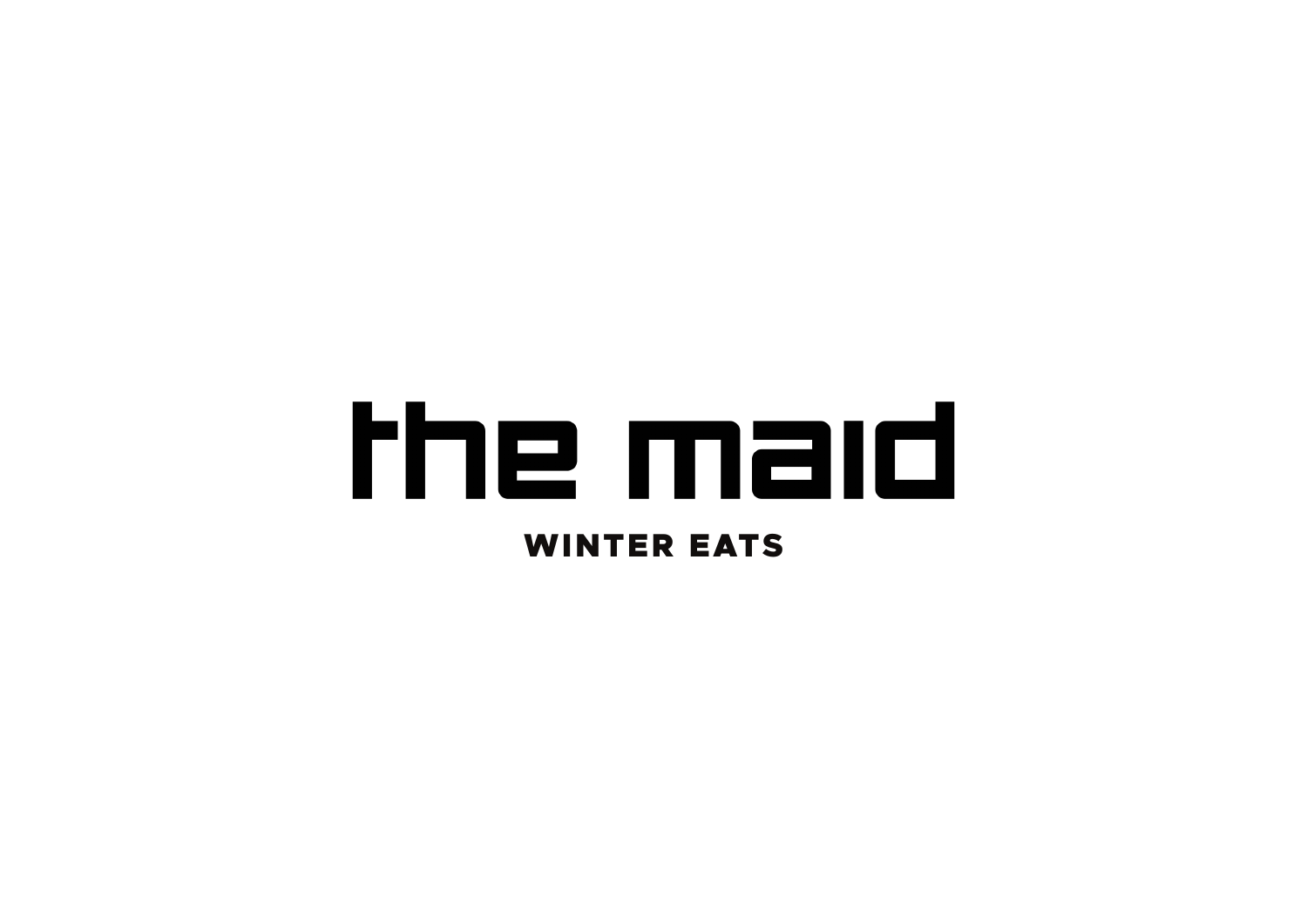# the maid

**WINTER EATS**